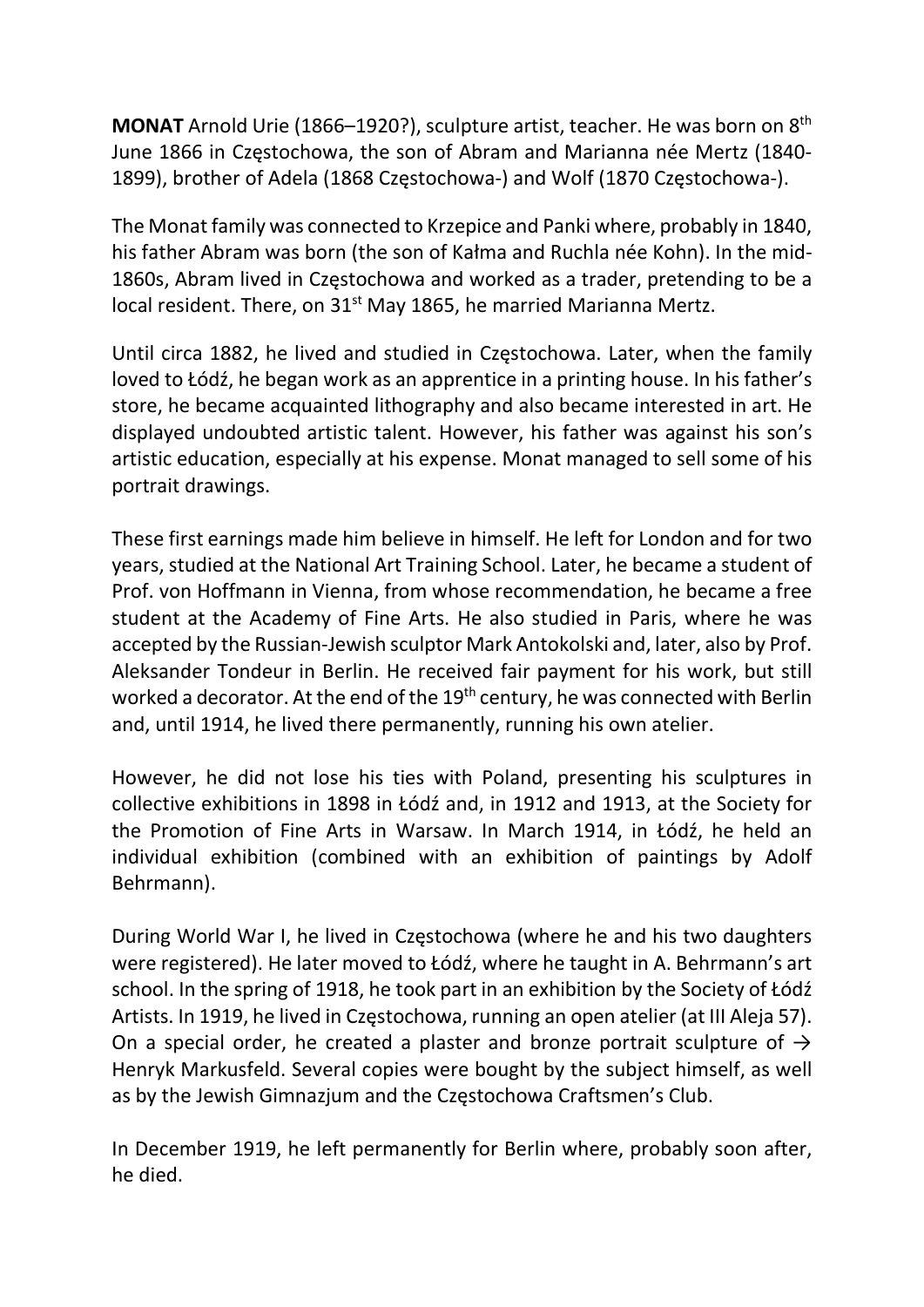**MONAT** Arnold Urie (1866–1920?), sculpture artist, teacher. He was born on 8th June 1866 in Częstochowa, the son of Abram and Marianna née Mertz (1840-1899), brother of Adela (1868 Częstochowa-) and Wolf (1870 Częstochowa-).

The Monat family was connected to Krzepice and Panki where, probably in 1840, his father Abram was born (the son of Kałma and Ruchla née Kohn). In the mid-1860s, Abram lived in Częstochowa and worked as a trader, pretending to be a local resident. There, on 31st May 1865, he married Marianna Mertz.

Until circa 1882, he lived and studied in Częstochowa. Later, when the family loved to Łódź, he began work as an apprentice in a printing house. In his father's store, he became acquainted lithography and also became interested in art. He displayed undoubted artistic talent. However, his father was against his son's artistic education, especially at his expense. Monat managed to sell some of his portrait drawings.

These first earnings made him believe in himself. He left for London and for two years, studied at the National Art Training School. Later, he became a student of Prof. von Hoffmann in Vienna, from whose recommendation, he became a free student at the Academy of Fine Arts. He also studied in Paris, where he was accepted by the Russian-Jewish sculptor Mark Antokolski and, later, also by Prof. Aleksander Tondeur in Berlin. He received fair payment for his work, but still worked a decorator. At the end of the 19th century, he was connected with Berlin and, until 1914, he lived there permanently, running his own atelier.

However, he did not lose his ties with Poland, presenting his sculptures in collective exhibitions in 1898 in Łódź and, in 1912 and 1913, at the Society for the Promotion of Fine Arts in Warsaw. In March 1914, in Łódź, he held an individual exhibition (combined with an exhibition of paintings by Adolf Behrmann).

During World War I, he lived in Częstochowa (where he and his two daughters were registered). He later moved to Łódź, where he taught in A. Behrmann's art school. In the spring of 1918, he took part in an exhibition by the Society of Łódź Artists. In 1919, he lived in Częstochowa, running an open atelier (at III Aleja 57). On a special order, he created a plaster and bronze portrait sculpture of → Henryk Markusfeld. Several copies were bought by the subject himself, as well as by the Jewish Gimnazjum and the Częstochowa Craftsmen's Club.

In December 1919, he left permanently for Berlin where, probably soon after, he died.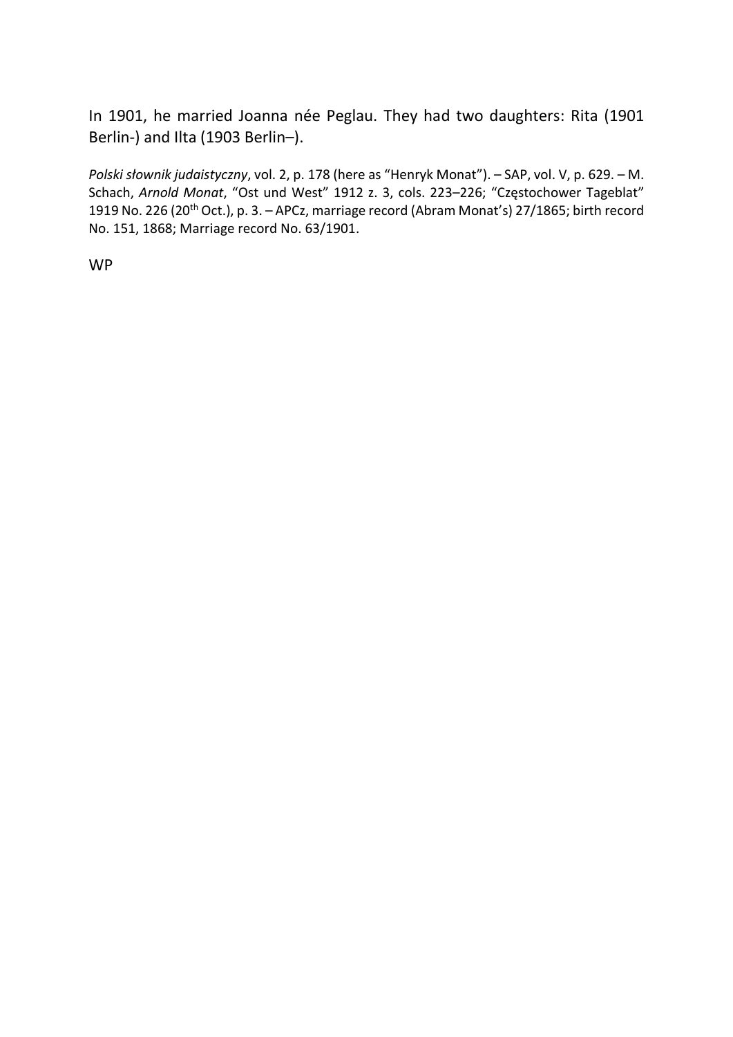In 1901, he married Joanna née Peglau. They had two daughters: Rita (1901 Berlin-) and Ilta (1903 Berlin–).

*Polski słownik judaistyczny*, vol. 2, p. 178 (here as "Henryk Monat"). – SAP, vol. V, p. 629. – M. Schach, *Arnold Monat*, "Ost und West" 1912 z. 3, cols. 223–226; "Częstochower Tageblat" 1919 No. 226 (20th Oct.), p. 3. – APCz, marriage record (Abram Monat's) 27/1865; birth record No. 151, 1868; Marriage record No. 63/1901.

WP